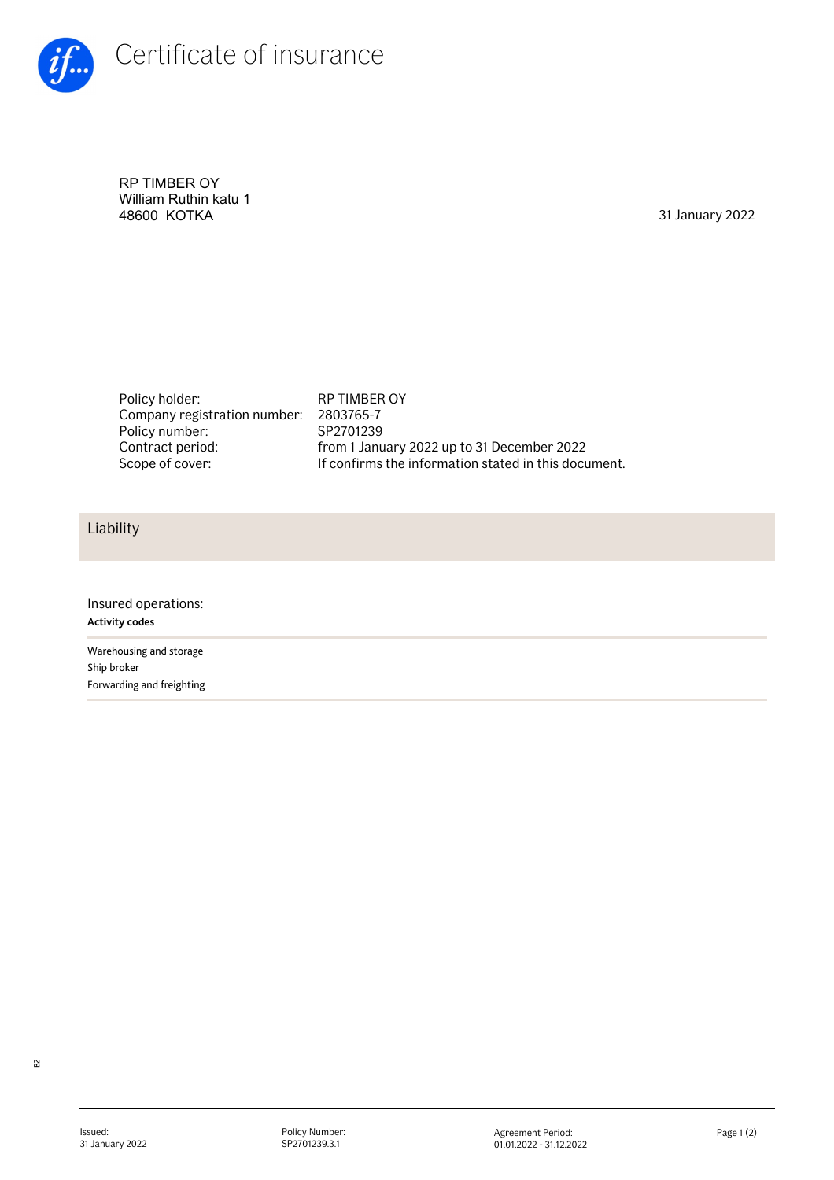# Certificate of insurance

RP TIMBER OY
William Ruthin katu 1
48600 KOTKA

31 January 2022

| | |
|---|---|
| Policy holder: | RP TIMBER OY |
| Company registration number: | 2803765-7 |
| Policy number: | SP2701239 |
| Contract period: | from 1 January 2022 up to 31 December 2022 |
| Scope of cover: | If confirms the information stated in this document. |

## Liability

Insured operations:

**Activity codes**

Warehousing and storage
Ship broker
Forwarding and freighting

Issued: 31 January 2022 | Policy Number: SP2701239.3.1 | Agreement Period: 01.01.2022 - 31.12.2022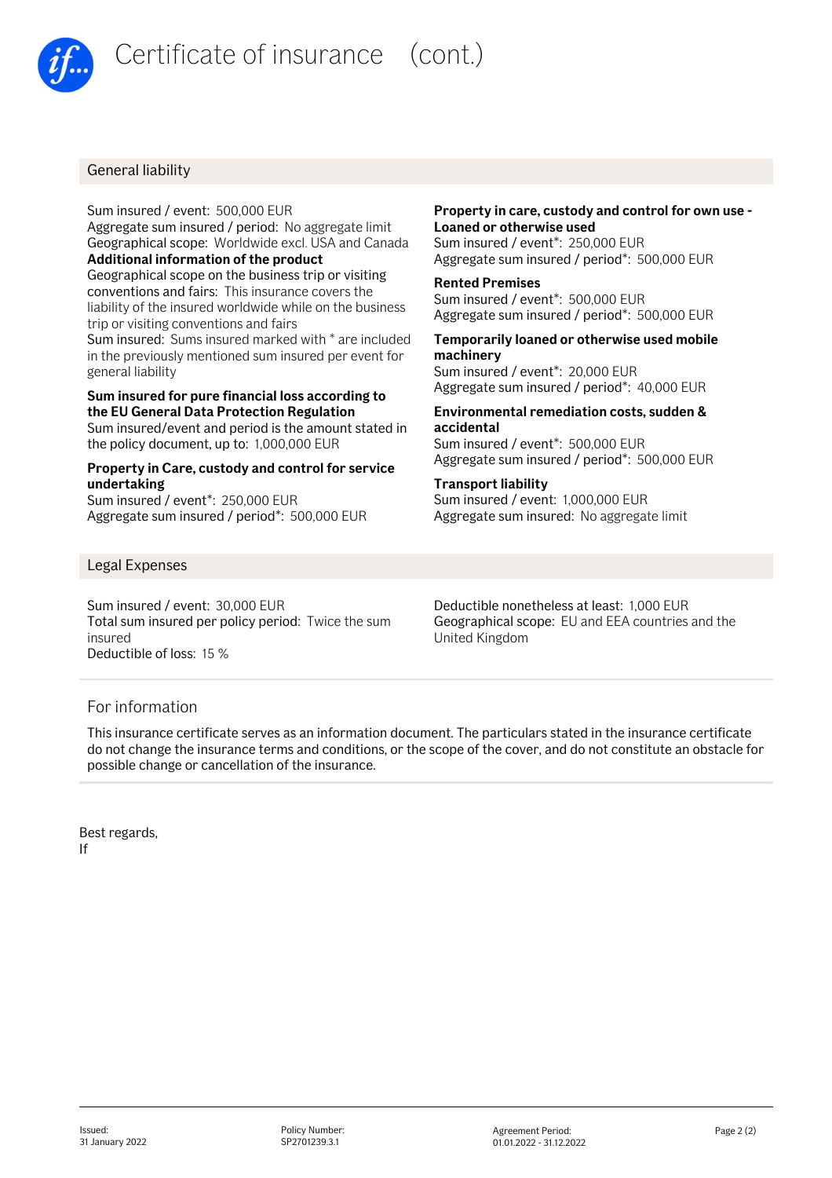# Certificate of insurance (cont.)

## General liability

Sum insured / event: 500,000 EUR
Aggregate sum insured / period: No aggregate limit
Geographical scope: Worldwide excl. USA and Canada

**Additional information of the product**

Geographical scope on the business trip or visiting conventions and fairs: This insurance covers the liability of the insured worldwide while on the business trip or visiting conventions and fairs
Sum insured: Sums insured marked with * are included in the previously mentioned sum insured per event for general liability

**Sum insured for pure financial loss according to the EU General Data Protection Regulation**
Sum insured/event and period is the amount stated in the policy document, up to: 1,000,000 EUR

**Property in Care, custody and control for service undertaking**
Sum insured / event*: 250,000 EUR
Aggregate sum insured / period*: 500,000 EUR

**Property in care, custody and control for own use - Loaned or otherwise used**
Sum insured / event*: 250,000 EUR
Aggregate sum insured / period*: 500,000 EUR

**Rented Premises**
Sum insured / event*: 500,000 EUR
Aggregate sum insured / period*: 500,000 EUR

**Temporarily loaned or otherwise used mobile machinery**
Sum insured / event*: 20,000 EUR
Aggregate sum insured / period*: 40,000 EUR

**Environmental remediation costs, sudden & accidental**
Sum insured / event*: 500,000 EUR
Aggregate sum insured / period*: 500,000 EUR

**Transport liability**
Sum insured / event: 1,000,000 EUR
Aggregate sum insured: No aggregate limit

## Legal Expenses

Sum insured / event: 30,000 EUR
Total sum insured per policy period: Twice the sum insured
Deductible of loss: 15 %
Deductible nonetheless at least: 1,000 EUR
Geographical scope: EU and EEA countries and the United Kingdom

## For information

This insurance certificate serves as an information document. The particulars stated in the insurance certificate do not change the insurance terms and conditions, or the scope of the cover, and do not constitute an obstacle for possible change or cancellation of the insurance.

Best regards,
If

Issued: 31 January 2022 | Policy Number: SP2701239.3.1 | Agreement Period: 01.01.2022 - 31.12.2022